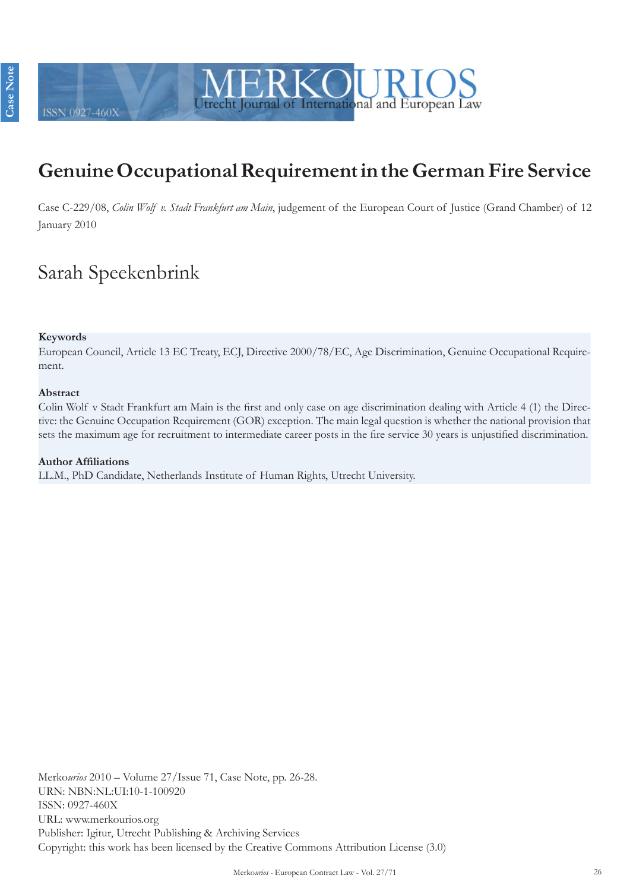# Genuine Occupational Requirement in the German Fire Service

Case C-229/08, *Colin Wolf v. Stadt Frankfurt am Main*, judgement of the European Court of Justice (Grand Chamber) of 12 January 2010

## Sarah Speekenbrink

**Keywords**
European Council, Article 13 EC Treaty, ECJ, Directive 2000/78/EC, Age Discrimination, Genuine Occupational Requirement.

**Abstract**
Colin Wolf v Stadt Frankfurt am Main is the first and only case on age discrimination dealing with Article 4 (1) the Directive: the Genuine Occupation Requirement (GOR) exception. The main legal question is whether the national provision that sets the maximum age for recruitment to intermediate career posts in the fire service 30 years is unjustified discrimination.

**Author Affiliations**
LL.M., PhD Candidate, Netherlands Institute of Human Rights, Utrecht University.

Merko*urios* 2010 – Volume 27/Issue 71, Case Note, pp. 26-28.
URN: NBN:NL:UI:10-1-100920
ISSN: 0927-460X
URL: www.merkourios.org
Publisher: Igitur, Utrecht Publishing & Archiving Services
Copyright: this work has been licensed by the Creative Commons Attribution License (3.0)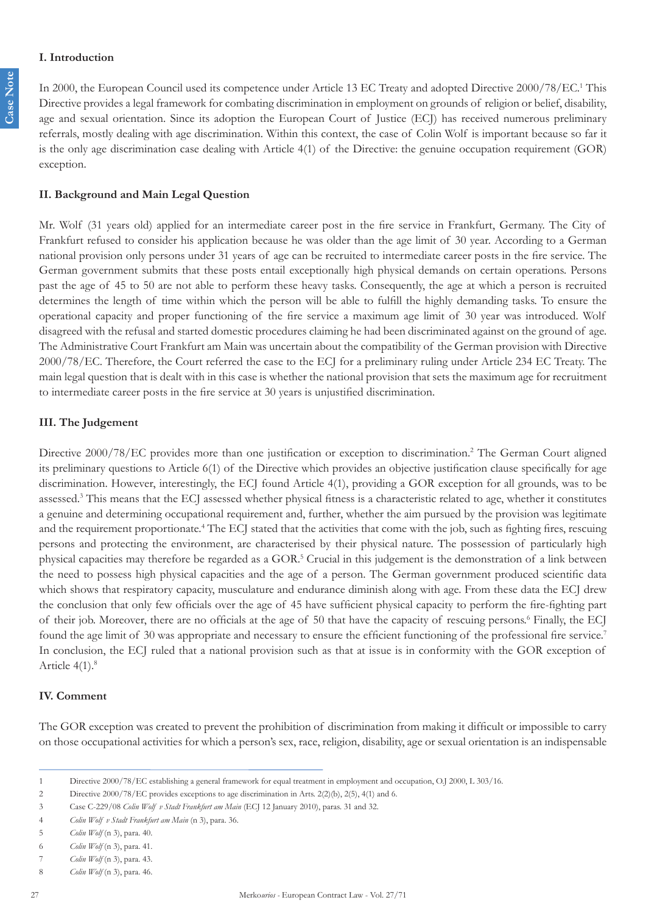## I. Introduction

In 2000, the European Council used its competence under Article 13 EC Treaty and adopted Directive 2000/78/EC.[1] This Directive provides a legal framework for combating discrimination in employment on grounds of religion or belief, disability, age and sexual orientation. Since its adoption the European Court of Justice (ECJ) has received numerous preliminary referrals, mostly dealing with age discrimination. Within this context, the case of Colin Wolf is important because so far it is the only age discrimination case dealing with Article 4(1) of the Directive: the genuine occupation requirement (GOR) exception.

## II. Background and Main Legal Question

Mr. Wolf (31 years old) applied for an intermediate career post in the fire service in Frankfurt, Germany. The City of Frankfurt refused to consider his application because he was older than the age limit of 30 year. According to a German national provision only persons under 31 years of age can be recruited to intermediate career posts in the fire service. The German government submits that these posts entail exceptionally high physical demands on certain operations. Persons past the age of 45 to 50 are not able to perform these heavy tasks. Consequently, the age at which a person is recruited determines the length of time within which the person will be able to fulfill the highly demanding tasks. To ensure the operational capacity and proper functioning of the fire service a maximum age limit of 30 year was introduced. Wolf disagreed with the refusal and started domestic procedures claiming he had been discriminated against on the ground of age. The Administrative Court Frankfurt am Main was uncertain about the compatibility of the German provision with Directive 2000/78/EC. Therefore, the Court referred the case to the ECJ for a preliminary ruling under Article 234 EC Treaty. The main legal question that is dealt with in this case is whether the national provision that sets the maximum age for recruitment to intermediate career posts in the fire service at 30 years is unjustified discrimination.

## III. The Judgement

Directive 2000/78/EC provides more than one justification or exception to discrimination.[2] The German Court aligned its preliminary questions to Article 6(1) of the Directive which provides an objective justification clause specifically for age discrimination. However, interestingly, the ECJ found Article 4(1), providing a GOR exception for all grounds, was to be assessed.[3] This means that the ECJ assessed whether physical fitness is a characteristic related to age, whether it constitutes a genuine and determining occupational requirement and, further, whether the aim pursued by the provision was legitimate and the requirement proportionate.[4] The ECJ stated that the activities that come with the job, such as fighting fires, rescuing persons and protecting the environment, are characterised by their physical nature. The possession of particularly high physical capacities may therefore be regarded as a GOR.[5] Crucial in this judgement is the demonstration of a link between the need to possess high physical capacities and the age of a person. The German government produced scientific data which shows that respiratory capacity, musculature and endurance diminish along with age. From these data the ECJ drew the conclusion that only few officials over the age of 45 have sufficient physical capacity to perform the fire-fighting part of their job. Moreover, there are no officials at the age of 50 that have the capacity of rescuing persons.[6] Finally, the ECJ found the age limit of 30 was appropriate and necessary to ensure the efficient functioning of the professional fire service.[7] In conclusion, the ECJ ruled that a national provision such as that at issue is in conformity with the GOR exception of Article 4(1).[8]

## IV. Comment

The GOR exception was created to prevent the prohibition of discrimination from making it difficult or impossible to carry on those occupational activities for which a person's sex, race, religion, disability, age or sexual orientation is an indispensable

---

1 Directive 2000/78/EC establishing a general framework for equal treatment in employment and occupation, OJ 2000, L 303/16.

2 Directive 2000/78/EC provides exceptions to age discrimination in Arts. 2(2)(b), 2(5), 4(1) and 6.

3 Case C-229/08 *Colin Wolf v Stadt Frankfurt am Main* (ECJ 12 January 2010), paras. 31 and 32.

4 *Colin Wolf v Stadt Frankfurt am Main* (n 3), para. 36.

5 *Colin Wolf* (n 3), para. 40.

6 *Colin Wolf* (n 3), para. 41.

7 *Colin Wolf* (n 3), para. 43.

8 *Colin Wolf* (n 3), para. 46.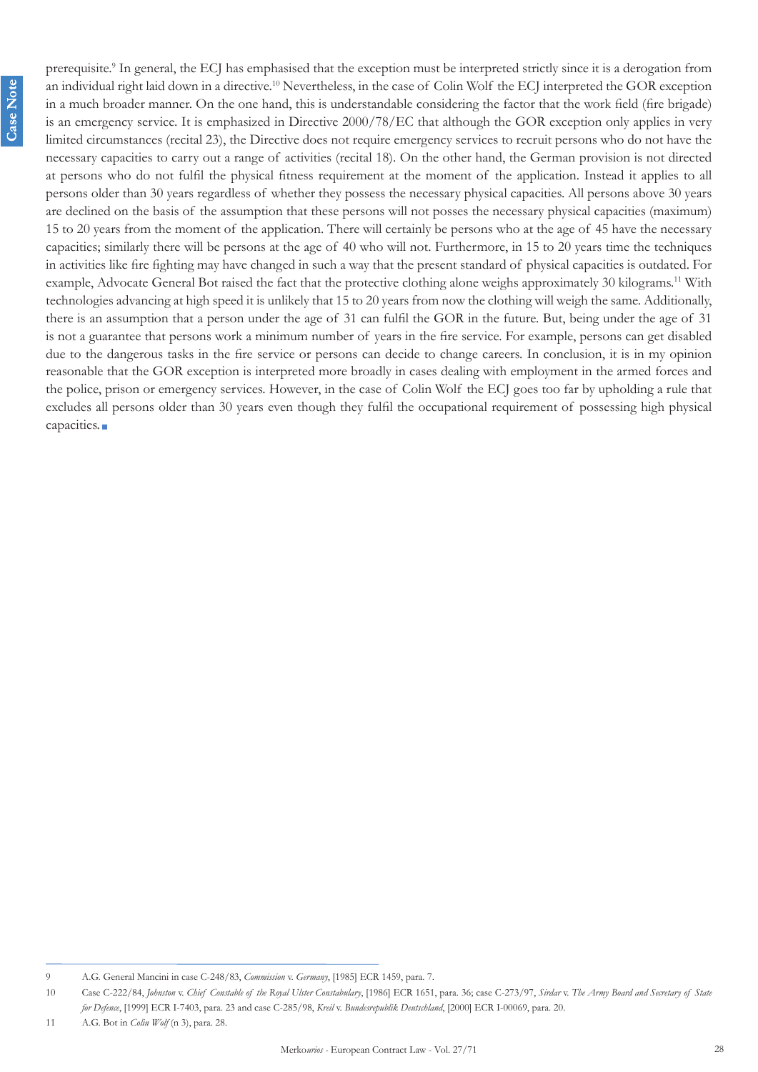prerequisite.[9] In general, the ECJ has emphasised that the exception must be interpreted strictly since it is a derogation from an individual right laid down in a directive.[10] Nevertheless, in the case of Colin Wolf the ECJ interpreted the GOR exception in a much broader manner. On the one hand, this is understandable considering the factor that the work field (fire brigade) is an emergency service. It is emphasized in Directive 2000/78/EC that although the GOR exception only applies in very limited circumstances (recital 23), the Directive does not require emergency services to recruit persons who do not have the necessary capacities to carry out a range of activities (recital 18). On the other hand, the German provision is not directed at persons who do not fulfil the physical fitness requirement at the moment of the application. Instead it applies to all persons older than 30 years regardless of whether they possess the necessary physical capacities. All persons above 30 years are declined on the basis of the assumption that these persons will not posses the necessary physical capacities (maximum) 15 to 20 years from the moment of the application. There will certainly be persons who at the age of 45 have the necessary capacities; similarly there will be persons at the age of 40 who will not. Furthermore, in 15 to 20 years time the techniques in activities like fire fighting may have changed in such a way that the present standard of physical capacities is outdated. For example, Advocate General Bot raised the fact that the protective clothing alone weighs approximately 30 kilograms.[11] With technologies advancing at high speed it is unlikely that 15 to 20 years from now the clothing will weigh the same. Additionally, there is an assumption that a person under the age of 31 can fulfil the GOR in the future. But, being under the age of 31 is not a guarantee that persons work a minimum number of years in the fire service. For example, persons can get disabled due to the dangerous tasks in the fire service or persons can decide to change careers. In conclusion, it is in my opinion reasonable that the GOR exception is interpreted more broadly in cases dealing with employment in the armed forces and the police, prison or emergency services. However, in the case of Colin Wolf the ECJ goes too far by upholding a rule that excludes all persons older than 30 years even though they fulfil the occupational requirement of possessing high physical capacities.

---

9 A.G. General Mancini in case C-248/83, *Commission* v. *Germany*, [1985] ECR 1459, para. 7.

10 Case C-222/84, *Johnston* v. *Chief Constable of the Royal Ulster Constabulary*, [1986] ECR 1651, para. 36; case C-273/97, *Sirdar* v. *The Army Board and Secretary of State for Defence*, [1999] ECR I-7403, para. 23 and case C-285/98, *Kreil* v. *Bundesrepublik Deutschland*, [2000] ECR I-00069, para. 20.

11 A.G. Bot in *Colin Wolf* (n 3), para. 28.